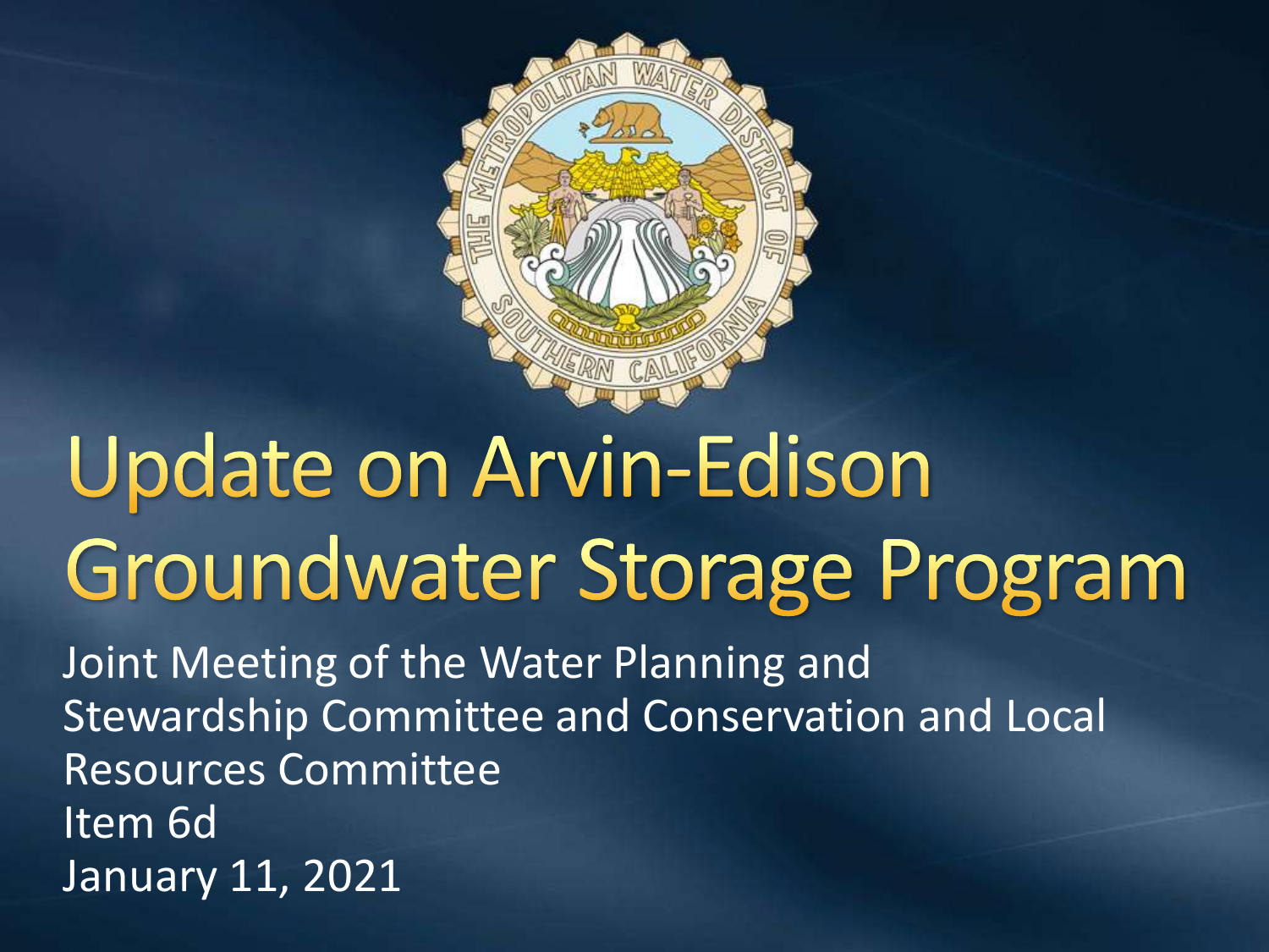# Update on Arvin-Edison Groundwater Storage Program

Joint Meeting of the Water Planning and Stewardship Committee and Conservation and Local Resources Committee

Item 6d

January 11, 2021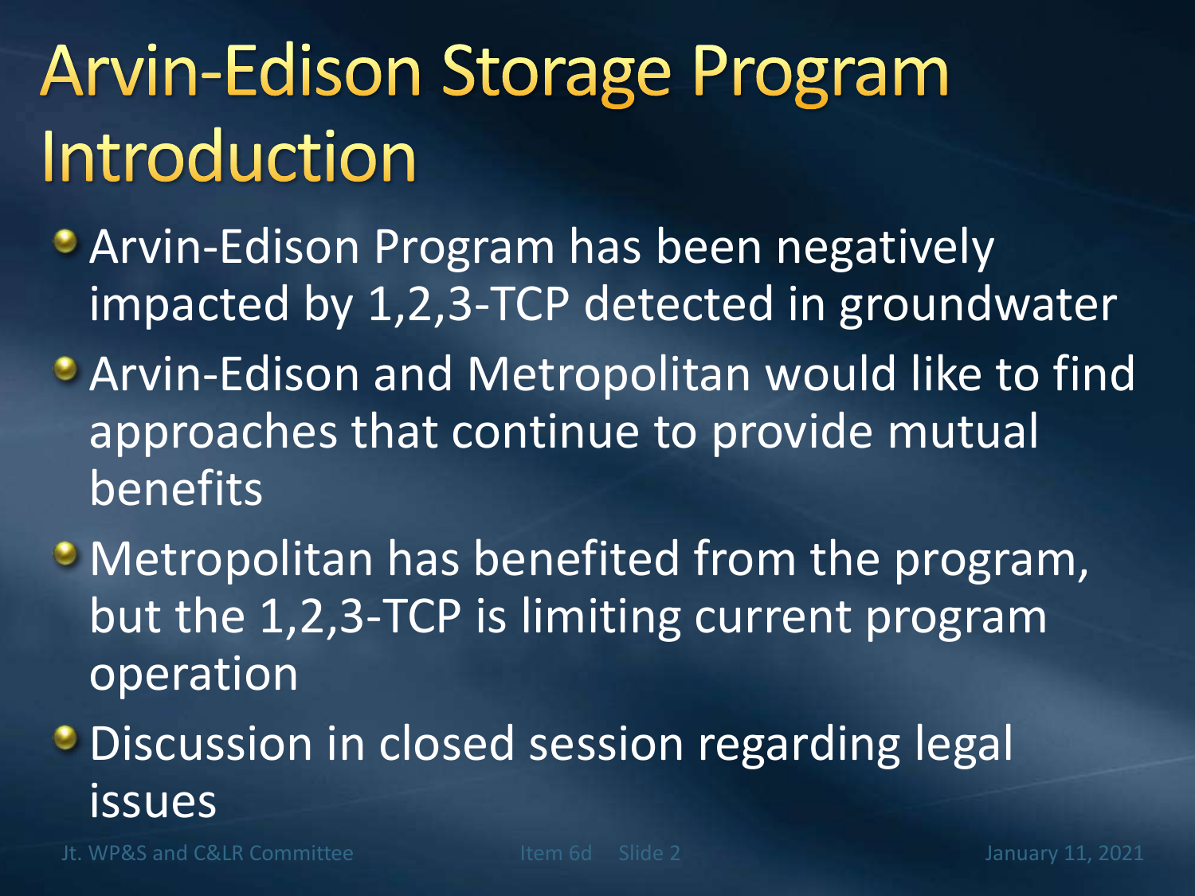# Arvin-Edison Storage Program Introduction

- Arvin-Edison Program has been negatively impacted by 1,2,3-TCP detected in groundwater
- Arvin-Edison and Metropolitan would like to find approaches that continue to provide mutual benefits
- Metropolitan has benefited from the program, but the 1,2,3-TCP is limiting current program operation
- Discussion in closed session regarding legal issues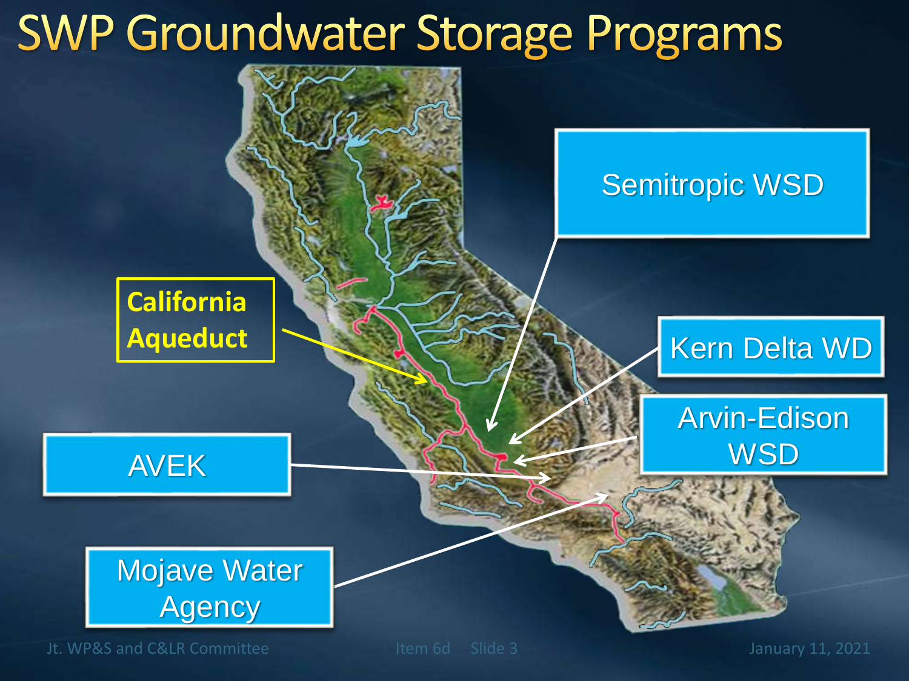# SWP Groundwater Storage Programs

California Aqueduct

Semitropic WSD

Kern Delta WD

Arvin-Edison WSD

AVEK

Mojave Water Agency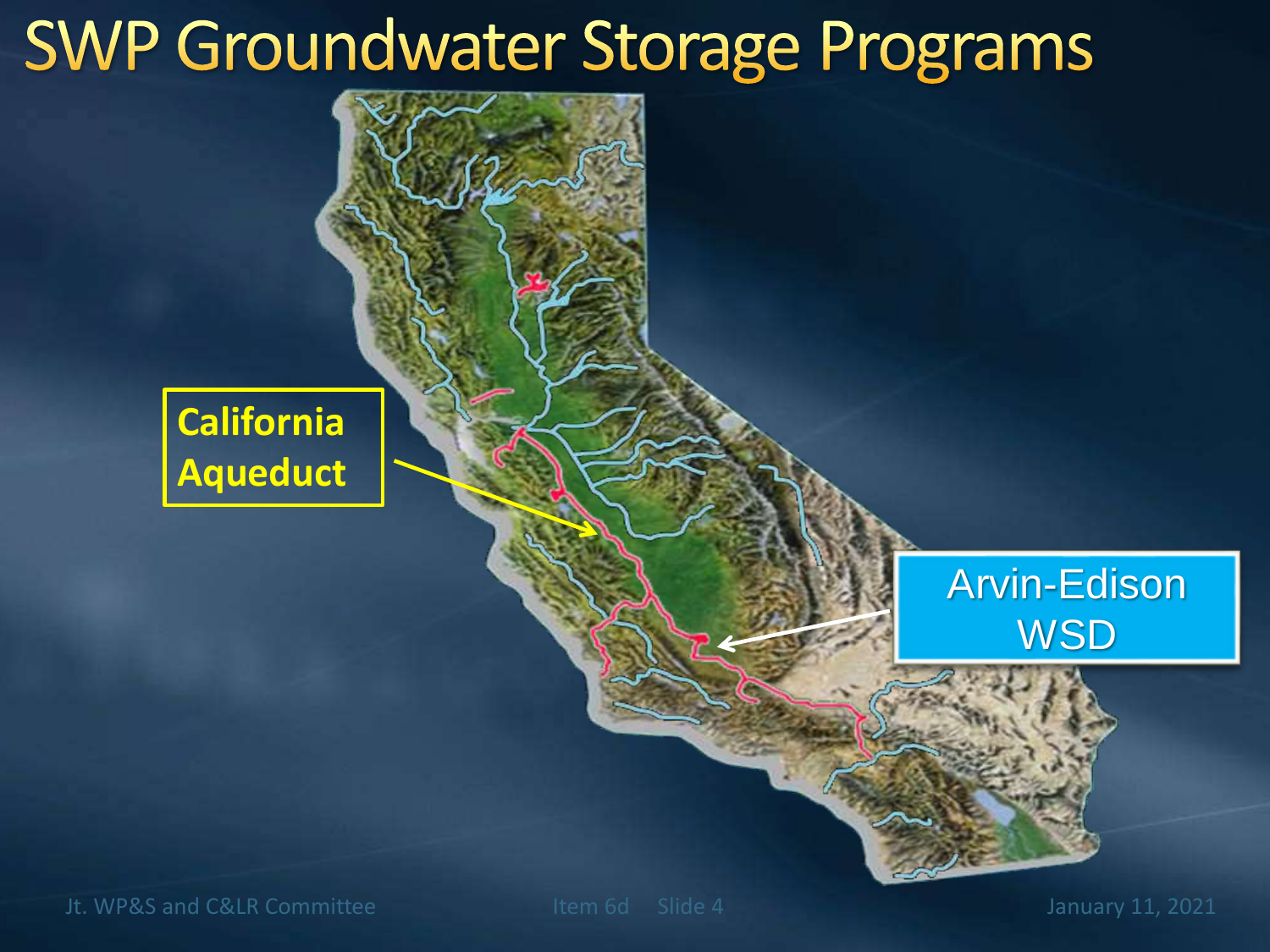# SWP Groundwater Storage Programs

California Aqueduct

Arvin-Edison WSD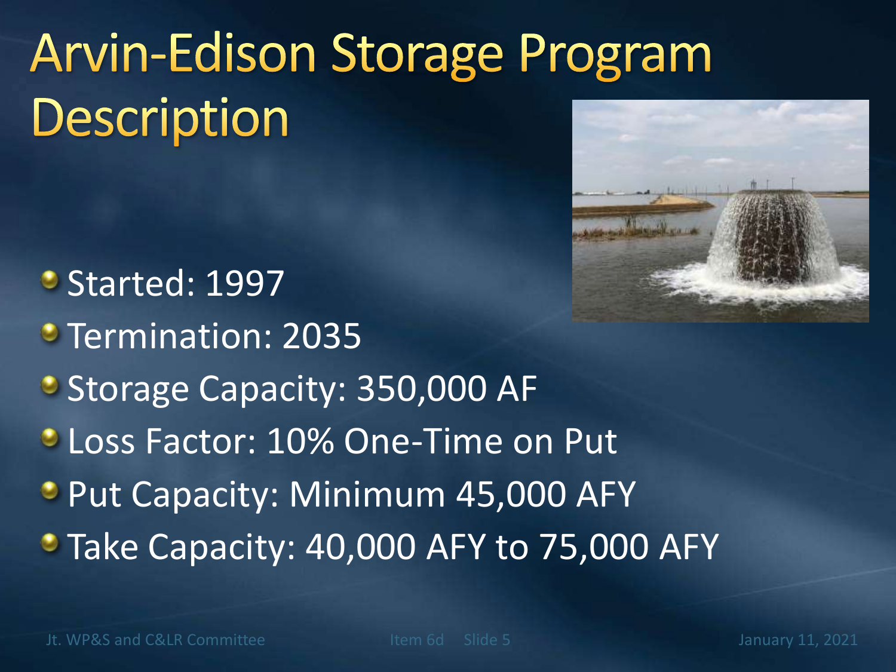# Arvin-Edison Storage Program Description

- Started: 1997
- Termination: 2035
- Storage Capacity: 350,000 AF
- Loss Factor: 10% One-Time on Put
- Put Capacity: Minimum 45,000 AFY
- Take Capacity: 40,000 AFY to 75,000 AFY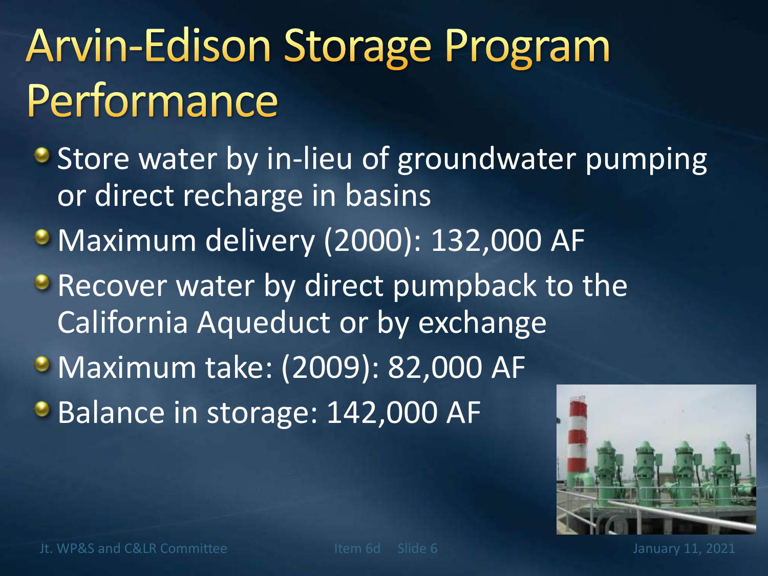# Arvin-Edison Storage Program Performance

- Store water by in-lieu of groundwater pumping or direct recharge in basins
- Maximum delivery (2000): 132,000 AF
- Recover water by direct pumpback to the California Aqueduct or by exchange
- Maximum take: (2009): 82,000 AF
- Balance in storage: 142,000 AF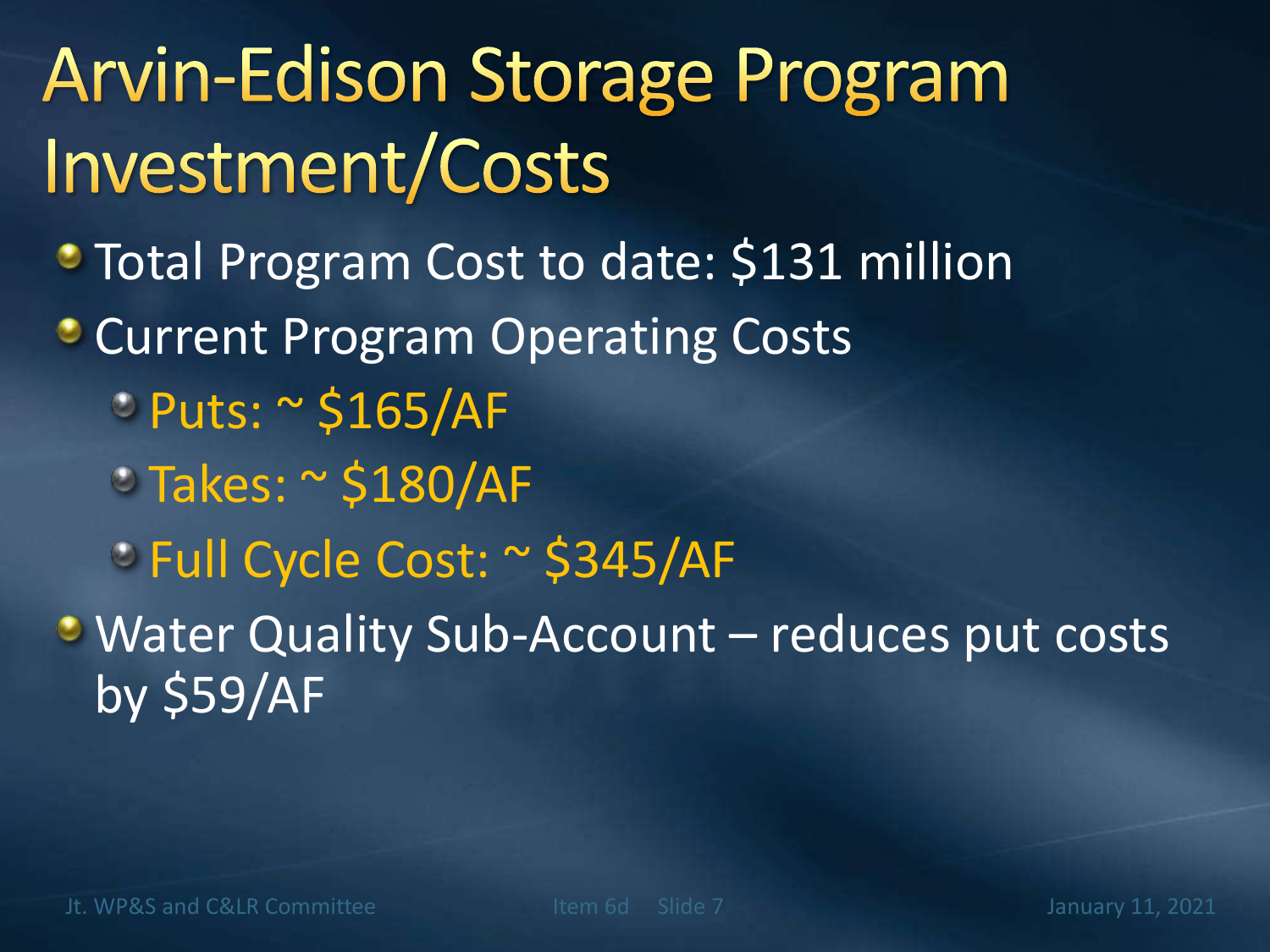# Arvin-Edison Storage Program Investment/Costs

- Total Program Cost to date: $131 million
- Current Program Operating Costs
  - Puts: ~ $165/AF
  - Takes: ~ $180/AF
  - Full Cycle Cost: ~ $345/AF
- Water Quality Sub-Account – reduces put costs by $59/AF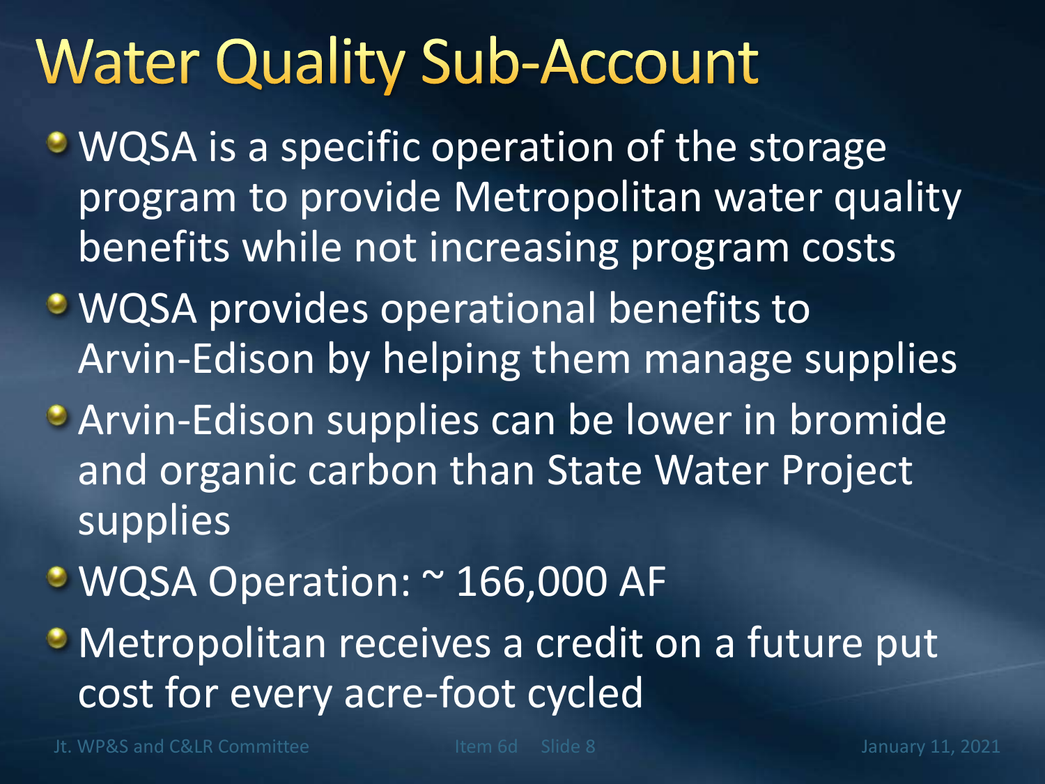# Water Quality Sub-Account

- WQSA is a specific operation of the storage program to provide Metropolitan water quality benefits while not increasing program costs
- WQSA provides operational benefits to Arvin-Edison by helping them manage supplies
- Arvin-Edison supplies can be lower in bromide and organic carbon than State Water Project supplies
- WQSA Operation: ~ 166,000 AF
- Metropolitan receives a credit on a future put cost for every acre-foot cycled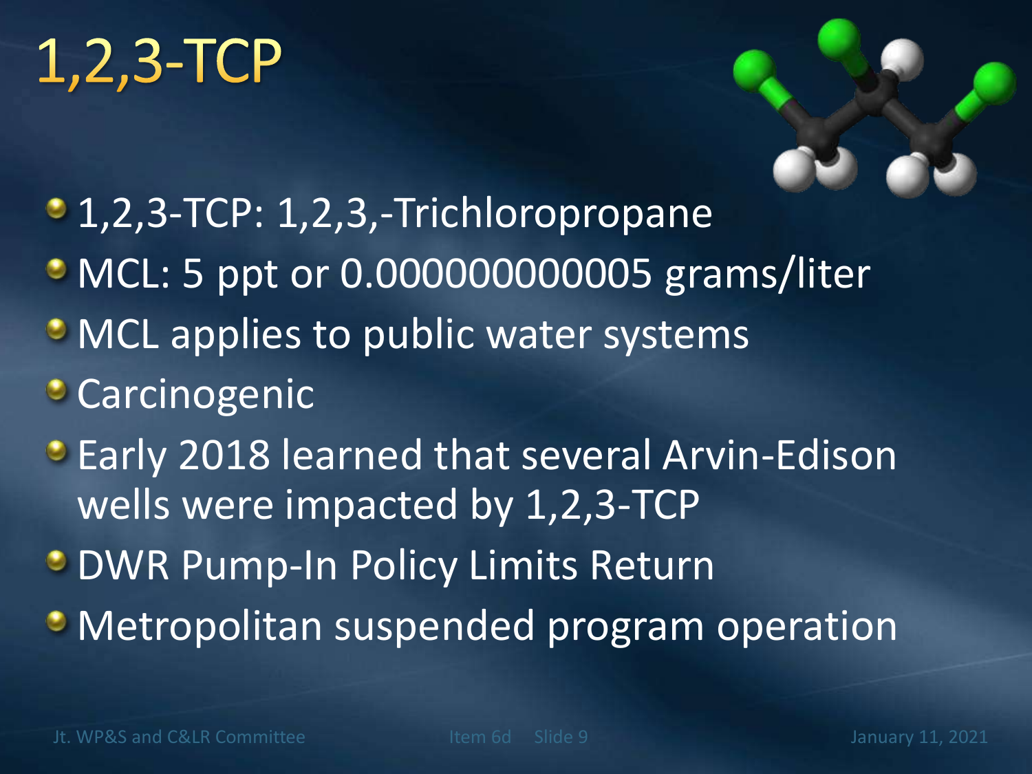# 1,2,3-TCP

- 1,2,3-TCP: 1,2,3,-Trichloropropane
- MCL: 5 ppt or 0.000000000005 grams/liter
- MCL applies to public water systems
- Carcinogenic
- Early 2018 learned that several Arvin-Edison wells were impacted by 1,2,3-TCP
- DWR Pump-In Policy Limits Return
- Metropolitan suspended program operation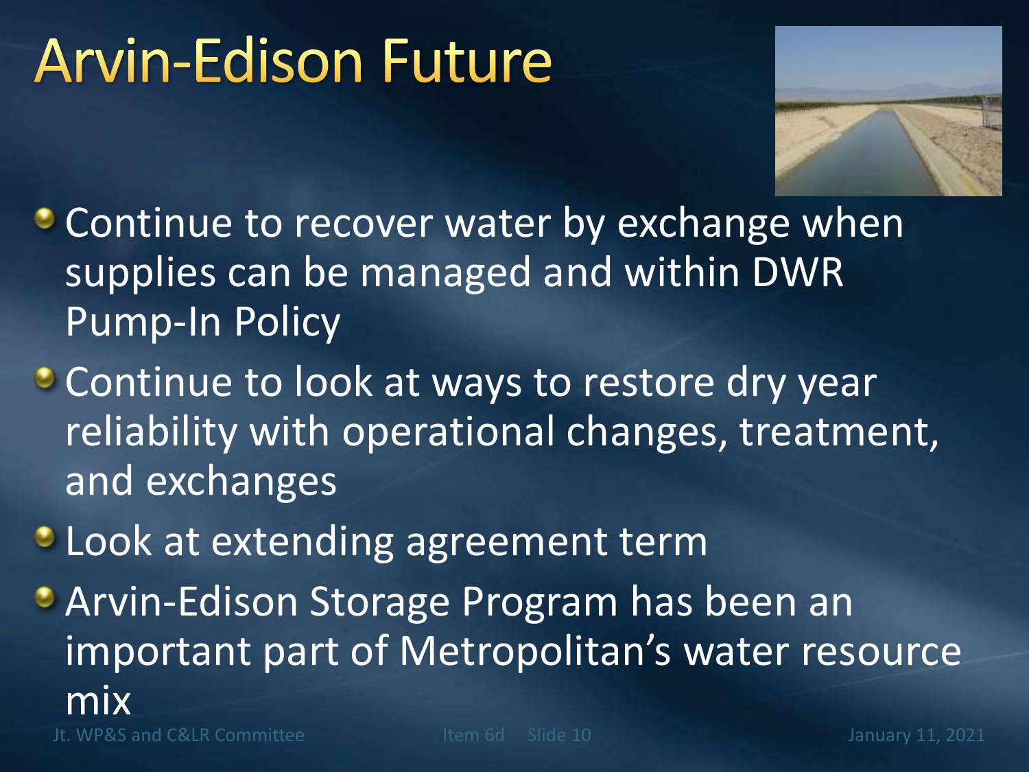# Arvin-Edison Future

- Continue to recover water by exchange when supplies can be managed and within DWR Pump-In Policy
- Continue to look at ways to restore dry year reliability with operational changes, treatment, and exchanges
- Look at extending agreement term
- Arvin-Edison Storage Program has been an important part of Metropolitan's water resource mix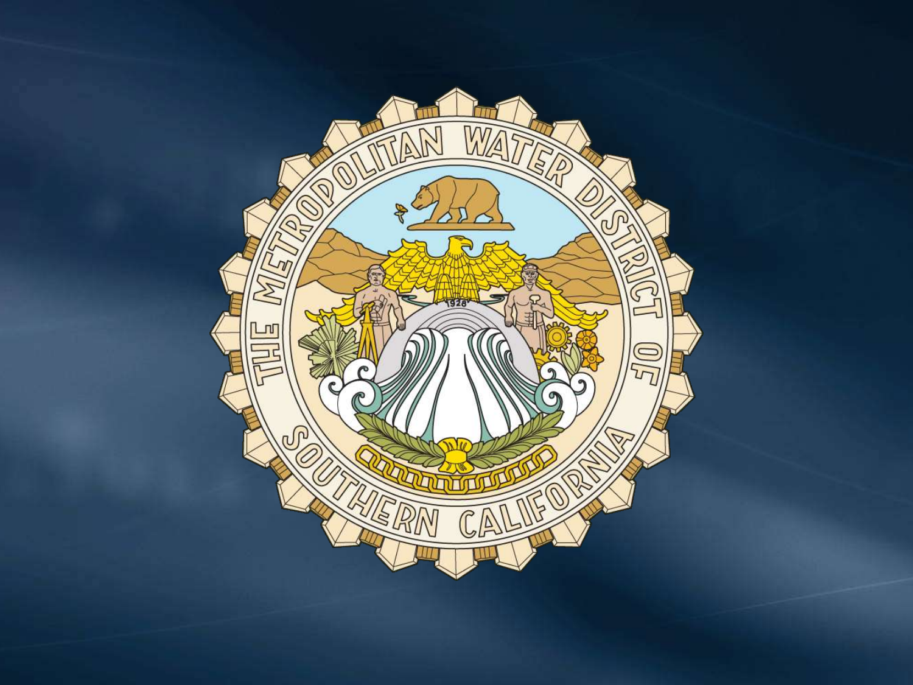THE METROPOLITAN WATER DISTRICT OF SOUTHERN CALIFORNIA

1928